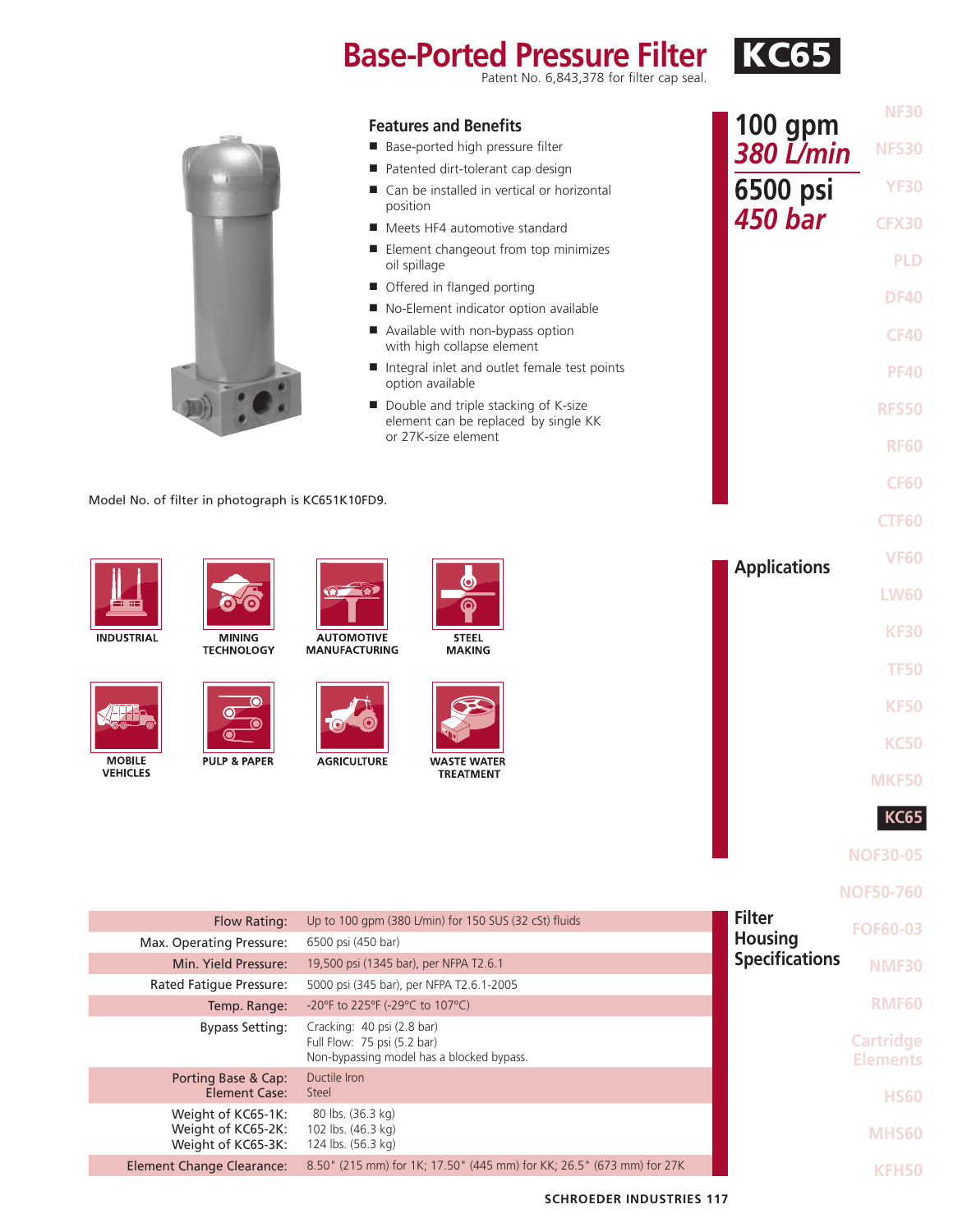# Base-Ported Pressure Filter KC65

Patent No. 6,843,378 for filter cap seal.

**100 gpm**
*380 L/min*

**6500 psi**
*450 bar*

## Features and Benefits

- Base-ported high pressure filter
- Patented dirt-tolerant cap design
- Can be installed in vertical or horizontal position
- Meets HF4 automotive standard
- Element changeout from top minimizes oil spillage
- Offered in flanged porting
- No-Element indicator option available
- Available with non-bypass option with high collapse element
- Integral inlet and outlet female test points option available
- Double and triple stacking of K-size element can be replaced by single KK or 27K-size element

Model No. of filter in photograph is KC651K10FD9.

## Applications

INDUSTRIAL

MINING TECHNOLOGY

AUTOMOTIVE MANUFACTURING

STEEL MAKING

MOBILE VEHICLES

PULP & PAPER

AGRICULTURE

WASTE WATER TREATMENT

## Filter Housing Specifications

| | |
|---|---|
| Flow Rating: | Up to 100 gpm (380 L/min) for 150 SUS (32 cSt) fluids |
| Max. Operating Pressure: | 6500 psi (450 bar) |
| Min. Yield Pressure: | 19,500 psi (1345 bar), per NFPA T2.6.1 |
| Rated Fatigue Pressure: | 5000 psi (345 bar), per NFPA T2.6.1-2005 |
| Temp. Range: | -20°F to 225°F (-29°C to 107°C) |
| Bypass Setting: | Cracking: 40 psi (2.8 bar)<br>Full Flow: 75 psi (5.2 bar)<br>Non-bypassing model has a blocked bypass. |
| Porting Base & Cap:<br>Element Case: | Ductile Iron<br>Steel |
| Weight of KC65-1K:<br>Weight of KC65-2K:<br>Weight of KC65-3K: | 80 lbs. (36.3 kg)<br>102 lbs. (46.3 kg)<br>124 lbs. (56.3 kg) |
| Element Change Clearance: | 8.50" (215 mm) for 1K; 17.50" (445 mm) for KK; 26.5" (673 mm) for 27K |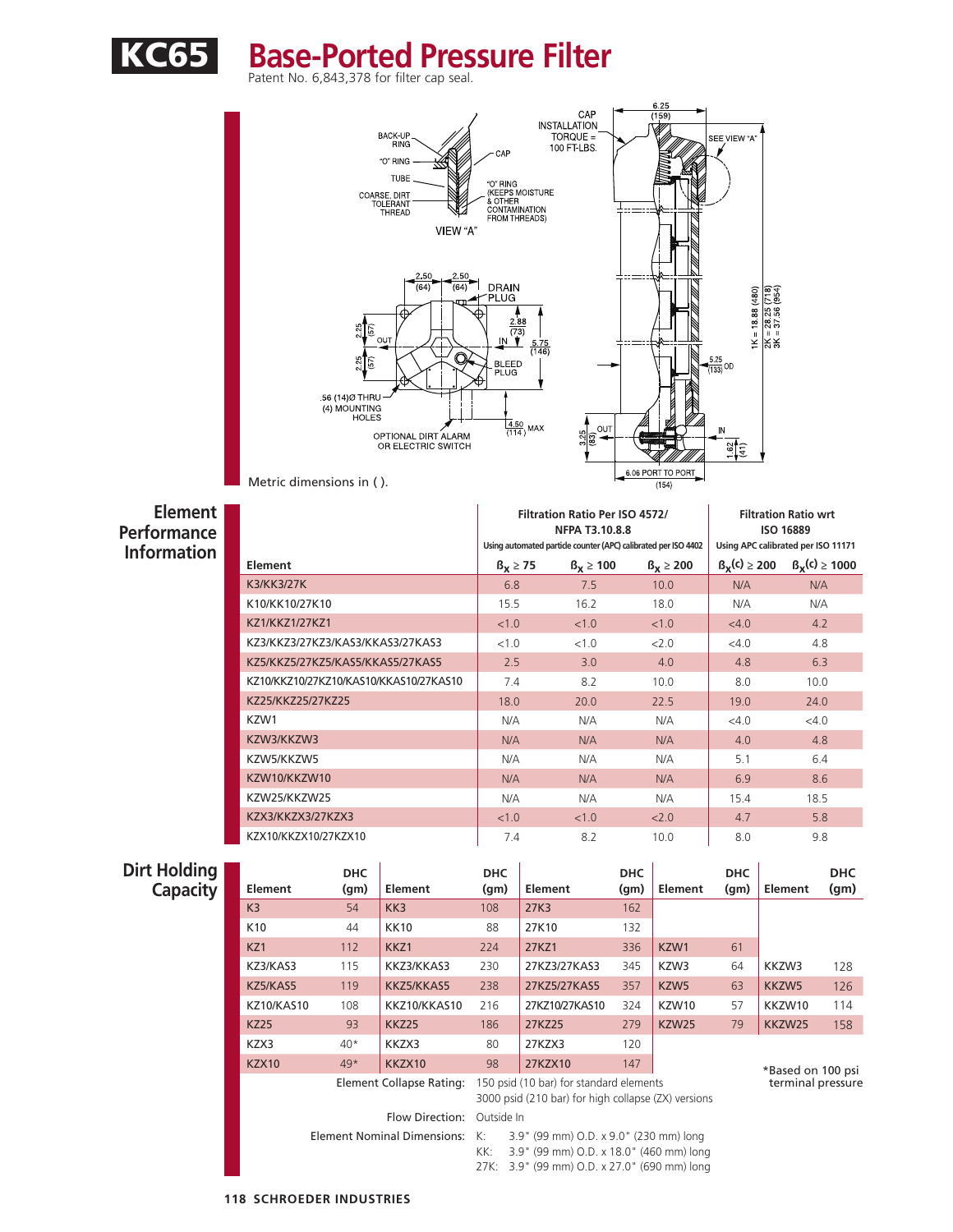# KC65 Base-Ported Pressure Filter

Patent No. 6,843,378 for filter cap seal.

Metric dimensions in ( ).

## Element Performance Information

| Element | Filtration Ratio Per ISO 4572/ NFPA T3.10.8.8 Using automated particle counter (APC) calibrated per ISO 4402 | | | Filtration Ratio wrt ISO 16889 Using APC calibrated per ISO 11171 | |
|---|---|---|---|---|---|
| | $\beta_x \geq 75$ | $\beta_x \geq 100$ | $\beta_x \geq 200$ | $\beta_x(c) \geq 200$ | $\beta_x(c) \geq 1000$ |
| K3/KK3/27K | 6.8 | 7.5 | 10.0 | N/A | N/A |
| K10/KK10/27K10 | 15.5 | 16.2 | 18.0 | N/A | N/A |
| KZ1/KKZ1/27KZ1 | <1.0 | <1.0 | <1.0 | <4.0 | 4.2 |
| KZ3/KKZ3/27KZ3/KAS3/KKAS3/27KAS3 | <1.0 | <1.0 | <2.0 | <4.0 | 4.8 |
| KZ5/KKZ5/27KZ5/KAS5/KKAS5/27KAS5 | 2.5 | 3.0 | 4.0 | 4.8 | 6.3 |
| KZ10/KKZ10/27KZ10/KAS10/KKAS10/27KAS10 | 7.4 | 8.2 | 10.0 | 8.0 | 10.0 |
| KZ25/KKZ25/27KZ25 | 18.0 | 20.0 | 22.5 | 19.0 | 24.0 |
| KZW1 | N/A | N/A | N/A | <4.0 | <4.0 |
| KZW3/KKZW3 | N/A | N/A | N/A | 4.0 | 4.8 |
| KZW5/KKZW5 | N/A | N/A | N/A | 5.1 | 6.4 |
| KZW10/KKZW10 | N/A | N/A | N/A | 6.9 | 8.6 |
| KZW25/KKZW25 | N/A | N/A | N/A | 15.4 | 18.5 |
| KZX3/KKZX3/27KZX3 | <1.0 | <1.0 | <2.0 | 4.7 | 5.8 |
| KZX10/KKZX10/27KZX10 | 7.4 | 8.2 | 10.0 | 8.0 | 9.8 |

## Dirt Holding Capacity

| Element | DHC (gm) | Element | DHC (gm) | Element | DHC (gm) | Element | DHC (gm) | Element | DHC (gm) |
|---|---|---|---|---|---|---|---|---|---|
| K3 | 54 | KK3 | 108 | 27K3 | 162 | | | | |
| K10 | 44 | KK10 | 88 | 27K10 | 132 | | | | |
| KZ1 | 112 | KKZ1 | 224 | 27KZ1 | 336 | KZW1 | 61 | | |
| KZ3/KAS3 | 115 | KKZ3/KKAS3 | 230 | 27KZ3/27KAS3 | 345 | KZW3 | 64 | KKZW3 | 128 |
| KZ5/KAS5 | 119 | KKZ5/KKAS5 | 238 | 27KZ5/27KAS5 | 357 | KZW5 | 63 | KKZW5 | 126 |
| KZ10/KAS10 | 108 | KKZ10/KKAS10 | 216 | 27KZ10/27KAS10 | 324 | KZW10 | 57 | KKZW10 | 114 |
| KZ25 | 93 | KKZ25 | 186 | 27KZ25 | 279 | KZW25 | 79 | KKZW25 | 158 |
| KZX3 | 40* | KKZX3 | 80 | 27KZX3 | 120 | | | | |
| KZX10 | 49* | KKZX10 | 98 | 27KZX10 | 147 | | | | |

*Based on 100 psi terminal pressure

**Element Collapse Rating:** 150 psid (10 bar) for standard elements
3000 psid (210 bar) for high collapse (ZX) versions

**Flow Direction:** Outside In

**Element Nominal Dimensions:**
K: 3.9" (99 mm) O.D. x 9.0" (230 mm) long
KK: 3.9" (99 mm) O.D. x 18.0" (460 mm) long
27K: 3.9" (99 mm) O.D. x 27.0" (690 mm) long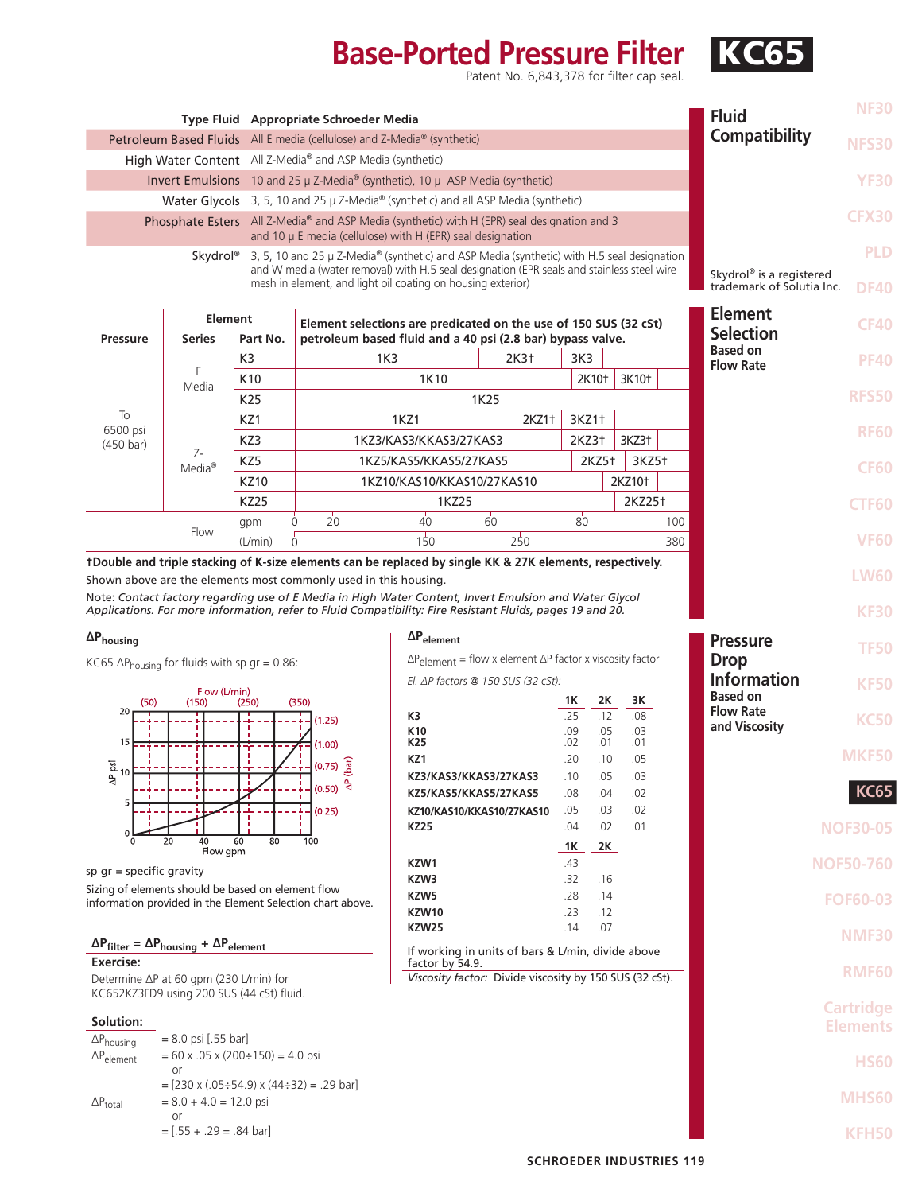# Base-Ported Pressure Filter KC65

Patent No. 6,843,378 for filter cap seal.

## Fluid Compatibility

| Type Fluid | Appropriate Schroeder Media |
|---|---|
| Petroleum Based Fluids | All E media (cellulose) and Z-Media® (synthetic) |
| High Water Content | All Z-Media® and ASP Media (synthetic) |
| Invert Emulsions | 10 and 25 μ Z-Media® (synthetic), 10 μ ASP Media (synthetic) |
| Water Glycols | 3, 5, 10 and 25 μ Z-Media® (synthetic) and all ASP Media (synthetic) |
| Phosphate Esters | All Z-Media® and ASP Media (synthetic) with H (EPR) seal designation and 3 and 10 μ E media (cellulose) with H (EPR) seal designation |
| Skydrol® | 3, 5, 10 and 25 μ Z-Media® (synthetic) and ASP Media (synthetic) with H.5 seal designation and W media (water removal) with H.5 seal designation (EPR seals and stainless steel wire mesh in element, and light oil coating on housing exterior) |

Skydrol® is a registered trademark of Solutia Inc.

## Element Selection Based on Flow Rate

Element selections are predicated on the use of 150 SUS (32 cSt) petroleum based fluid and a 40 psi (2.8 bar) bypass valve.

| Pressure | Element Series | Part No. | Element selections |
|---|---|---|---|
| To 6500 psi (450 bar) | E Media | K3 | 1K3 / 2K3† / 3K3 |
| | | K10 | 1K10 / 2K10† / 3K10† |
| | | K25 | 1K25 |
| | Z-Media® | KZ1 | 1KZ1 / 2KZ1† / 3KZ1† |
| | | KZ3 | 1KZ3/KAS3/KKAS3/27KAS3 / 2KZ3† / 3KZ3† |
| | | KZ5 | 1KZ5/KAS5/KKAS5/27KAS5 / 2KZ5† / 3KZ5† |
| | | KZ10 | 1KZ10/KAS10/KKAS10/27KAS10 / 2KZ10† |
| | | KZ25 | 1KZ25 / 2KZ25† |
| | Flow | gpm | 0, 20, 40, 60, 80, 100 |
| | | (L/min) | 0, 150, 250, 380 |

**†Double and triple stacking of K-size elements can be replaced by single KK & 27K elements, respectively.**

Shown above are the elements most commonly used in this housing.

Note: *Contact factory regarding use of E Media in High Water Content, Invert Emulsion and Water Glycol Applications. For more information, refer to Fluid Compatibility: Fire Resistant Fluids, pages 19 and 20.*

## Pressure Drop Information Based on Flow Rate and Viscosity

### $\Delta P_{housing}$

KC65 $\Delta P_{housing}$ for fluids with sp gr = 0.86:

sp gr = specific gravity

Sizing of elements should be based on element flow information provided in the Element Selection chart above.

### $\Delta P_{element}$

$\Delta P_{element}$ = flow x element $\Delta P$ factor x viscosity factor

*El. $\Delta P$ factors @ 150 SUS (32 cSt):*

| | 1K | 2K | 3K |
|---|---|---|---|
| K3 | .25 | .12 | .08 |
| K10 | .09 | .05 | .03 |
| K25 | .02 | .01 | .01 |
| KZ1 | .20 | .10 | .05 |
| KZ3/KAS3/KKAS3/27KAS3 | .10 | .05 | .03 |
| KZ5/KAS5/KKAS5/27KAS5 | .08 | .04 | .02 |
| KZ10/KAS10/KKAS10/27KAS10 | .05 | .03 | .02 |
| KZ25 | .04 | .02 | .01 |

| | 1K | 2K |
|---|---|---|
| KZW1 | .43 | |
| KZW3 | .32 | .16 |
| KZW5 | .28 | .14 |
| KZW10 | .23 | .12 |
| KZW25 | .14 | .07 |

If working in units of bars & L/min, divide above factor by 54.9.

*Viscosity factor:* Divide viscosity by 150 SUS (32 cSt).

### $\Delta P_{filter} = \Delta P_{housing} + \Delta P_{element}$

**Exercise:**

Determine $\Delta P$ at 60 gpm (230 L/min) for KC652KZ3FD9 using 200 SUS (44 cSt) fluid.

**Solution:**

$\Delta P_{housing}$ = 8.0 psi [.55 bar]

$\Delta P_{element}$ = 60 x .05 x (200÷150) = 4.0 psi
or
= [230 x (.05÷54.9) x (44÷32) = .29 bar]

$\Delta P_{total}$ = 8.0 + 4.0 = 12.0 psi
or
= [.55 + .29 = .84 bar]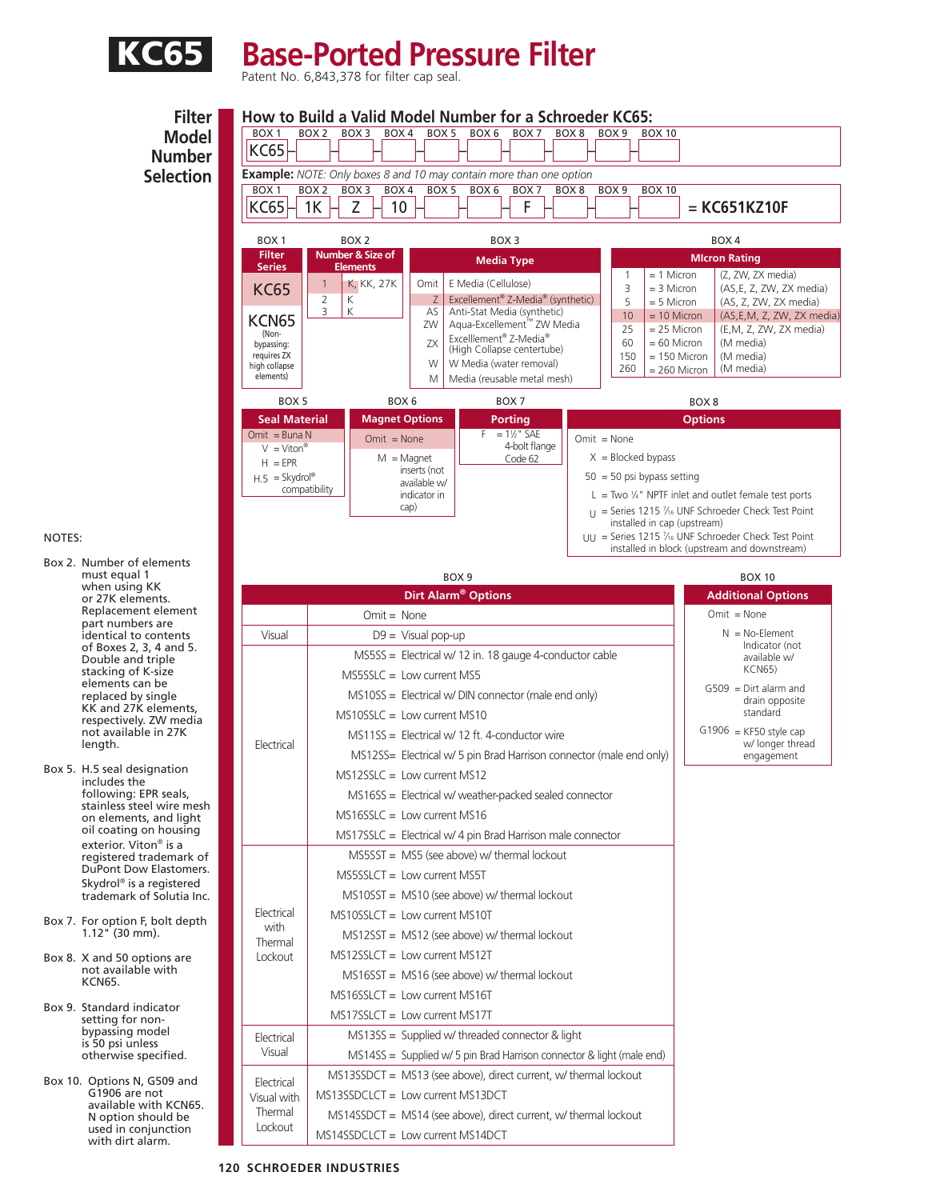# KC65 Base-Ported Pressure Filter

Patent No. 6,843,378 for filter cap seal.

## Filter Model Number Selection

### How to Build a Valid Model Number for a Schroeder KC65:

| BOX 1 | BOX 2 | BOX 3 | BOX 4 | BOX 5 | BOX 6 | BOX 7 | BOX 8 | BOX 9 | BOX 10 |
|---|---|---|---|---|---|---|---|---|---|
| KC65 | | | | | | | | | |

**Example:** *NOTE: Only boxes 8 and 10 may contain more than one option*

| BOX 1 | BOX 2 | BOX 3 | BOX 4 | BOX 5 | BOX 6 | BOX 7 | BOX 8 | BOX 9 | BOX 10 | |
|---|---|---|---|---|---|---|---|---|---|---|
| KC65 | 1K | Z | 10 | | | F | | | | = KC651KZ10F |

**BOX 1 – Filter Series**

| Filter Series |
|---|
| KC65 |
| KCN65 (Non-bypassing: requires ZX high collapse elements) |

**BOX 2 – Number & Size of Elements**

| Number | Size |
|---|---|
| 1 | K, KK, 27K |
| 2 | K |
| 3 | K |

**BOX 3 – Media Type**

| Code | Media Type |
|---|---|
| Omit | E Media (Cellulose) |
| Z | Excellement® Z-Media® (synthetic) |
| AS | Anti-Stat Media (synthetic) |
| ZW | Aqua-Excellement™ ZW Media |
| ZX | Excellement® Z-Media® (High Collapse centertube) |
| W | W Media (water removal) |
| M | Media (reusable metal mesh) |

**BOX 4 – Micron Rating**

| Code | Rating | Media |
|---|---|---|
| 1 | = 1 Micron | (Z, ZW, ZX media) |
| 3 | = 3 Micron | (AS,E, Z, ZW, ZX media) |
| 5 | = 5 Micron | (AS, Z, ZW, ZX media) |
| 10 | = 10 Micron | (AS,E,M, Z, ZW, ZX media) |
| 25 | = 25 Micron | (E,M, Z, ZW, ZX media) |
| 60 | = 60 Micron | (M media) |
| 150 | = 150 Micron | (M media) |
| 260 | = 260 Micron | (M media) |

**BOX 5 – Seal Material**

| Seal Material |
|---|
| Omit = Buna N |
| V = Viton® |
| H = EPR |
| H.5 = Skydrol® compatibility |

**BOX 6 – Magnet Options**

| Magnet Options |
|---|
| Omit = None |
| M = Magnet inserts (not available w/ indicator in cap) |

**BOX 7 – Porting**

| Porting |
|---|
| F = 1½" SAE 4-bolt flange Code 62 |

**BOX 8 – Options**

| Options |
|---|
| Omit = None |
| X = Blocked bypass |
| 50 = 50 psi bypass setting |
| L = Two ¼" NPTF inlet and outlet female test ports |
| U = Series 1215 7/16 UNF Schroeder Check Test Point installed in cap (upstream) |
| UU = Series 1215 7/16 UNF Schroeder Check Test Point installed in block (upstream and downstream) |

**BOX 9 – Dirt Alarm® Options**

| Type | Option |
|---|---|
| | Omit = None |
| Visual | D9 = Visual pop-up |
| Electrical | MS5SS = Electrical w/ 12 in. 18 gauge 4-conductor cable |
| | MS5SSLC = Low current MS5 |
| | MS10SS = Electrical w/ DIN connector (male end only) |
| | MS10SSLC = Low current MS10 |
| | MS11SS = Electrical w/ 12 ft. 4-conductor wire |
| | MS12SS= Electrical w/ 5 pin Brad Harrison connector (male end only) |
| | MS12SSLC = Low current MS12 |
| | MS16SS = Electrical w/ weather-packed sealed connector |
| | MS16SSLC = Low current MS16 |
| | MS17SSLC = Electrical w/ 4 pin Brad Harrison male connector |
| Electrical with Thermal Lockout | MS5SST = MS5 (see above) w/ thermal lockout |
| | MS5SSLCT = Low current MS5T |
| | MS10SST = MS10 (see above) w/ thermal lockout |
| | MS10SSLCT = Low current MS10T |
| | MS12SST = MS12 (see above) w/ thermal lockout |
| | MS12SSLCT = Low current MS12T |
| | MS16SST = MS16 (see above) w/ thermal lockout |
| | MS16SSLCT = Low current MS16T |
| | MS17SSLCT = Low current MS17T |
| Electrical Visual | MS13SS = Supplied w/ threaded connector & light |
| | MS14SS = Supplied w/ 5 pin Brad Harrison connector & light (male end) |
| Electrical Visual with Thermal Lockout | MS13SSDCT = MS13 (see above), direct current, w/ thermal lockout |
| | MS13SSDCLCT = Low current MS13DCT |
| | MS14SSDCT = MS14 (see above), direct current, w/ thermal lockout |
| | MS14SSDCLCT = Low current MS14DCT |

**BOX 10 – Additional Options**

| Additional Options |
|---|
| Omit = None |
| N = No-Element Indicator (not available w/ KCN65) |
| G509 = Dirt alarm and drain opposite standard |
| G1906 = KF50 style cap w/ longer thread engagement |

NOTES:

Box 2. Number of elements must equal 1 when using KK or 27K elements. Replacement element part numbers are identical to contents of Boxes 2, 3, 4 and 5. Double and triple stacking of K-size elements can be replaced by single KK and 27K elements, respectively. ZW media not available in 27K length.

Box 5. H.5 seal designation includes the following: EPR seals, stainless steel wire mesh on elements, and light oil coating on housing exterior. Viton® is a registered trademark of DuPont Dow Elastomers. Skydrol® is a registered trademark of Solutia Inc.

Box 7. For option F, bolt depth 1.12" (30 mm).

Box 8. X and 50 options are not available with KCN65.

Box 9. Standard indicator setting for non-bypassing model is 50 psi unless otherwise specified.

Box 10. Options N, G509 and G1906 are not available with KCN65. N option should be used in conjunction with dirt alarm.